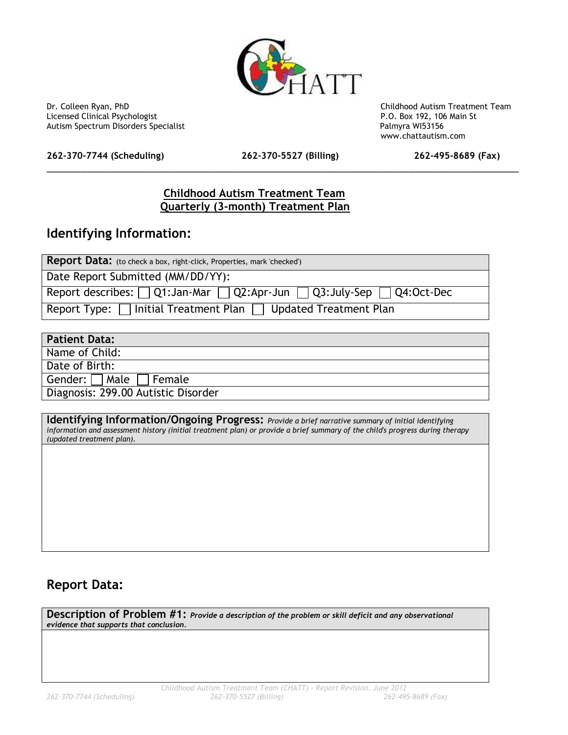Dr. Colleen Ryan, PhD
Licensed Clinical Psychologist
Autism Spectrum Disorders Specialist

Childhood Autism Treatment Team
P.O. Box 192, 106 Main St
Palmyra WI53156
www.chattautism.com

**262-370-7744 (Scheduling)** **262-370-5527 (Billing)** **262-495-8689 (Fax)**

---

**Childhood Autism Treatment Team**
**Quarterly (3-month) Treatment Plan**

## Identifying Information:

| **Report Data:** (to check a box, right-click, Properties, mark 'checked') |
|---|
| Date Report Submitted (MM/DD/YY): |
| Report describes: ☐ Q1:Jan-Mar ☐ Q2:Apr-Jun ☐ Q3:July-Sep ☐ Q4:Oct-Dec |
| Report Type: ☐ Initial Treatment Plan ☐ Updated Treatment Plan |

| **Patient Data:** |
|---|
| Name of Child: |
| Date of Birth: |
| Gender: ☐ Male ☐ Female |
| Diagnosis: 299.00 Autistic Disorder |

| **Identifying Information/Ongoing Progress:** *Provide a brief narrative summary of initial identifying information and assessment history (initial treatment plan) or provide a brief summary of the child's progress during therapy (updated treatment plan).* |
|---|
| |

## Report Data:

| **Description of Problem #1:** ***Provide a description of the problem or skill deficit and any observational evidence that supports that conclusion.*** |
|---|
| |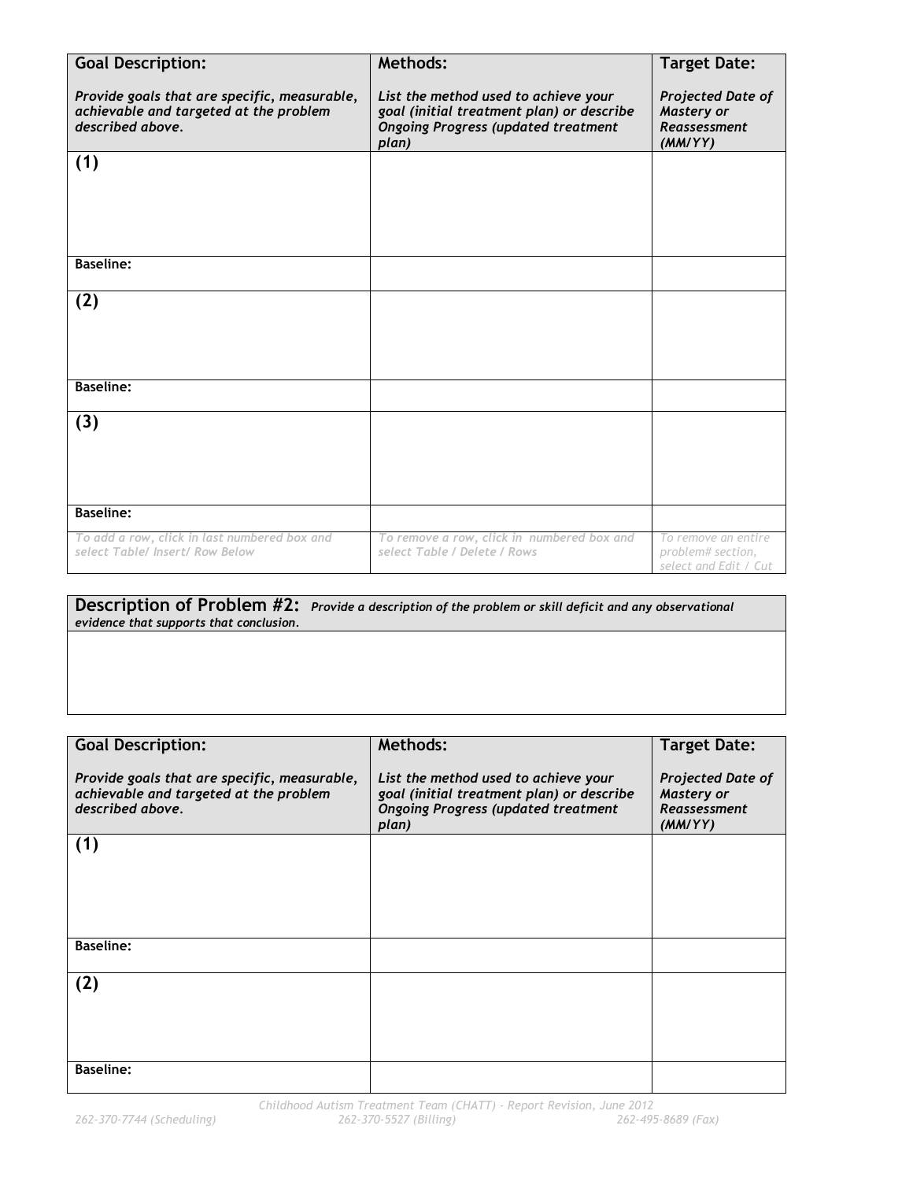| **Goal Description:**<br><br>*Provide goals that are specific, measurable, achievable and targeted at the problem described above.* | **Methods:**<br><br>*List the method used to achieve your goal (initial treatment plan) or describe Ongoing Progress (updated treatment plan)* | **Target Date:**<br><br>*Projected Date of Mastery or Reassessment (MM/YY)* |
|---|---|---|
| **(1)** | | |
| **Baseline:** | | |
| **(2)** | | |
| **Baseline:** | | |
| **(3)** | | |
| **Baseline:** | | |
| *To add a row, click in last numbered box and select Table/ Insert/ Row Below* | *To remove a row, click in numbered box and select Table / Delete / Rows* | *To remove an entire problem# section, select and Edit / Cut* |

| **Description of Problem #2:** *Provide a description of the problem or skill deficit and any observational evidence that supports that conclusion.* |
|---|
| |

| **Goal Description:**<br><br>*Provide goals that are specific, measurable, achievable and targeted at the problem described above.* | **Methods:**<br><br>*List the method used to achieve your goal (initial treatment plan) or describe Ongoing Progress (updated treatment plan)* | **Target Date:**<br><br>*Projected Date of Mastery or Reassessment (MM/YY)* |
|---|---|---|
| **(1)** | | |
| **Baseline:** | | |
| **(2)** | | |
| **Baseline:** | | |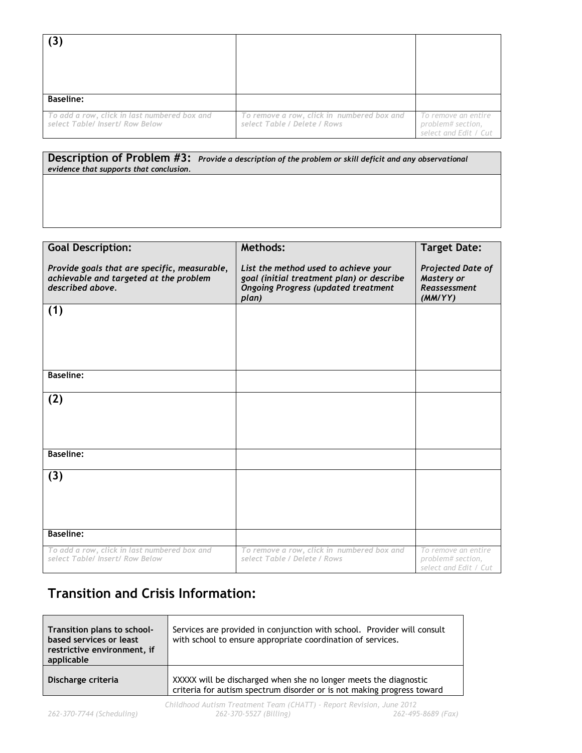| (3) | | |
|---|---|---|
| **Baseline:** | | |
| *To add a row, click in last numbered box and select Table/ Insert/ Row Below* | *To remove a row, click in numbered box and select Table / Delete / Rows* | *To remove an entire problem# section, select and Edit / Cut* |

| **Description of Problem #3:** ***Provide a description of the problem or skill deficit and any observational evidence that supports that conclusion.*** |
|---|
| |

| **Goal Description:** ***Provide goals that are specific, measurable, achievable and targeted at the problem described above.*** | **Methods:** ***List the method used to achieve your goal (initial treatment plan) or describe Ongoing Progress (updated treatment plan)*** | **Target Date:** ***Projected Date of Mastery or Reassessment (MM/YY)*** |
|---|---|---|
| **(1)** | | |
| **Baseline:** | | |
| **(2)** | | |
| **Baseline:** | | |
| **(3)** | | |
| **Baseline:** | | |
| *To add a row, click in last numbered box and select Table/ Insert/ Row Below* | *To remove a row, click in numbered box and select Table / Delete / Rows* | *To remove an entire problem# section, select and Edit / Cut* |

## Transition and Crisis Information:

| **Transition plans to school-based services or least restrictive environment, if applicable** | Services are provided in conjunction with school. Provider will consult with school to ensure appropriate coordination of services. |
|---|---|
| **Discharge criteria** | XXXXX will be discharged when she no longer meets the diagnostic criteria for autism spectrum disorder or is not making progress toward |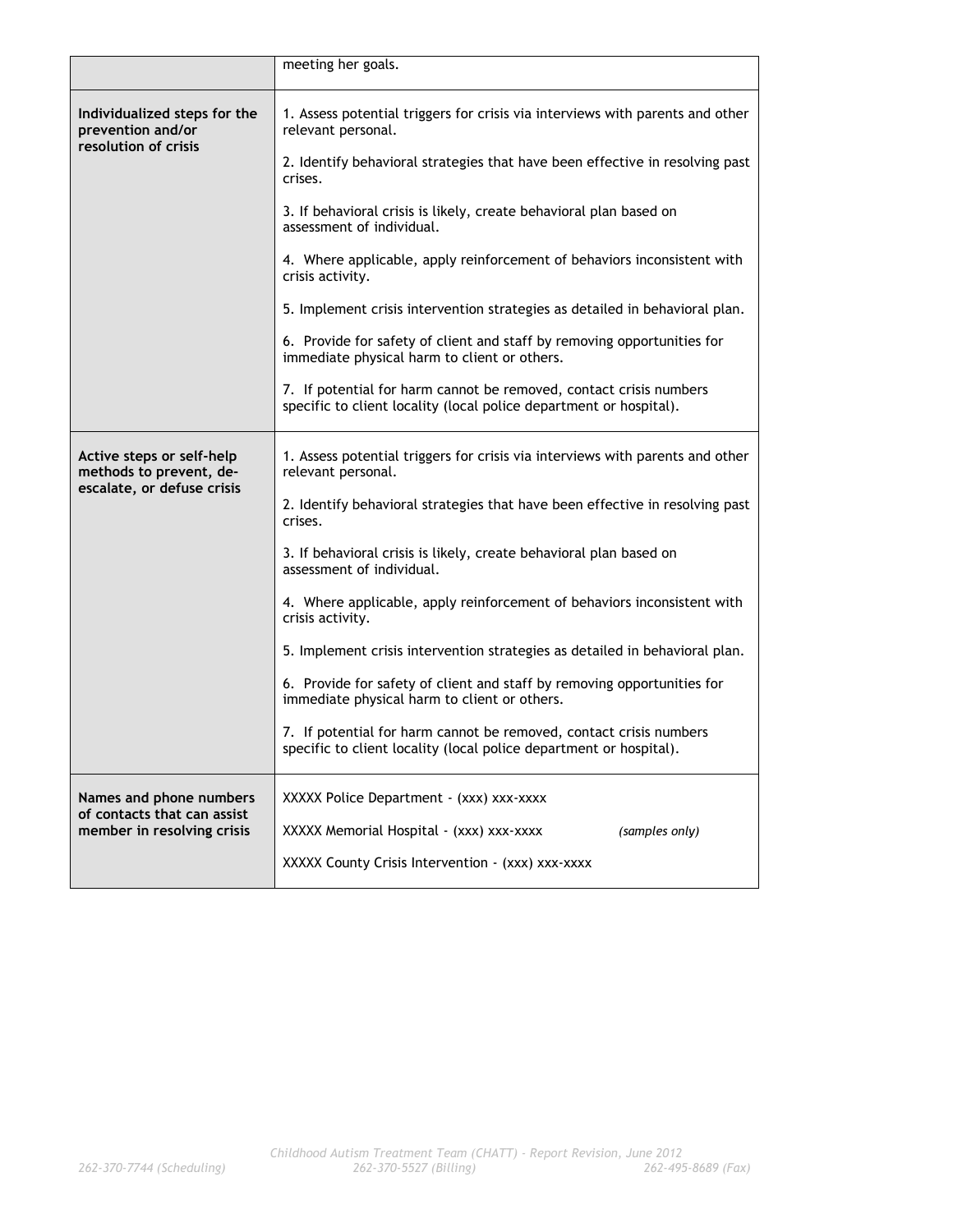| | |
|---|---|
| | meeting her goals. |
| **Individualized steps for the prevention and/or resolution of crisis** | 1. Assess potential triggers for crisis via interviews with parents and other relevant personal.<br><br>2. Identify behavioral strategies that have been effective in resolving past crises.<br><br>3. If behavioral crisis is likely, create behavioral plan based on assessment of individual.<br><br>4. Where applicable, apply reinforcement of behaviors inconsistent with crisis activity.<br><br>5. Implement crisis intervention strategies as detailed in behavioral plan.<br><br>6. Provide for safety of client and staff by removing opportunities for immediate physical harm to client or others.<br><br>7. If potential for harm cannot be removed, contact crisis numbers specific to client locality (local police department or hospital). |
| **Active steps or self-help methods to prevent, de-escalate, or defuse crisis** | 1. Assess potential triggers for crisis via interviews with parents and other relevant personal.<br><br>2. Identify behavioral strategies that have been effective in resolving past crises.<br><br>3. If behavioral crisis is likely, create behavioral plan based on assessment of individual.<br><br>4. Where applicable, apply reinforcement of behaviors inconsistent with crisis activity.<br><br>5. Implement crisis intervention strategies as detailed in behavioral plan.<br><br>6. Provide for safety of client and staff by removing opportunities for immediate physical harm to client or others.<br><br>7. If potential for harm cannot be removed, contact crisis numbers specific to client locality (local police department or hospital). |
| **Names and phone numbers of contacts that can assist member in resolving crisis** | XXXXX Police Department - (xxx) xxx-xxxx<br><br>XXXXX Memorial Hospital - (xxx) xxx-xxxx *(samples only)*<br><br>XXXXX County Crisis Intervention - (xxx) xxx-xxxx |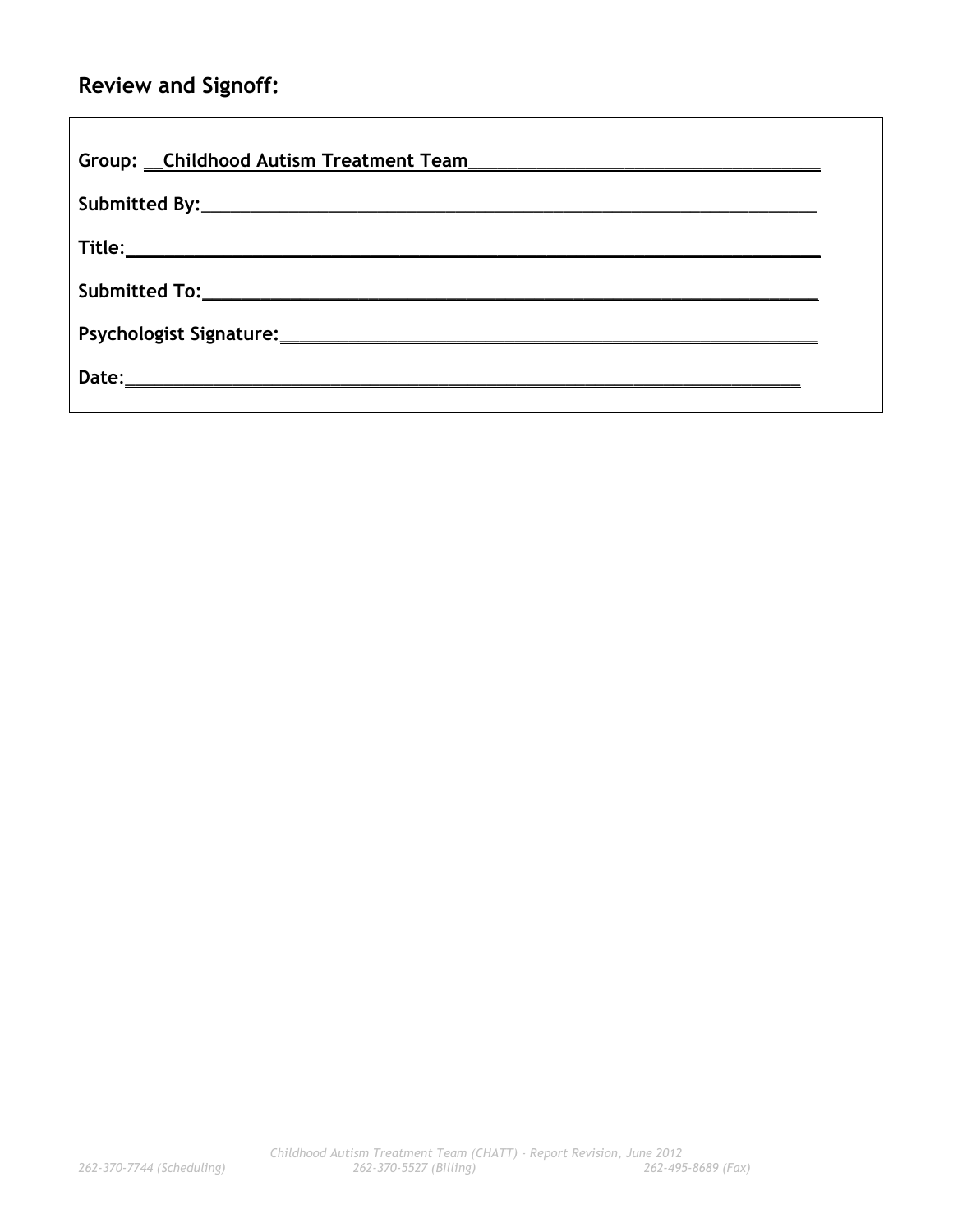## Review and Signoff:

**Group: __Childhood Autism Treatment Team___________________________________**

**Submitted By:_____________________________________________________________**

**Title:_____________________________________________________________________**

**Submitted To:_____________________________________________________________**

**Psychologist Signature:_____________________________________________________**

**Date:_____________________________________________________________________**